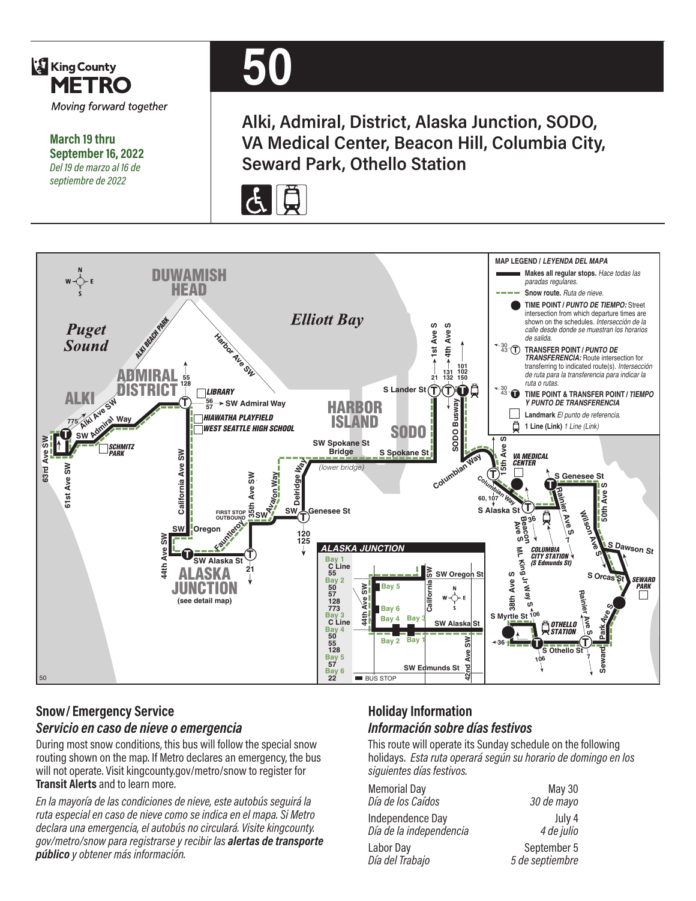King County METRO

*Moving forward together*

**March 19 thru September 16, 2022**
*Del 19 de marzo al 16 de septiembre de 2022*

# 50

## Alki, Admiral, District, Alaska Junction, SODO, VA Medical Center, Beacon Hill, Columbia City, Seward Park, Othello Station

## Snow/ Emergency Service
### *Servicio en caso de nieve o emergencia*

During most snow conditions, this bus will follow the special snow routing shown on the map. If Metro declares an emergency, the bus will not operate. Visit kingcounty.gov/metro/snow to register for **Transit Alerts** and to learn more.

*En la mayoría de las condiciones de nieve, este autobús seguirá la ruta especial en caso de nieve como se indica en el mapa. Si Metro declara una emergencia, el autobús no circulará. Visite kingcounty.gov/metro/snow para registrarse y recibir las **alertas de transporte público** y obtener más información.*

## Holiday Information
### *Información sobre días festivos*

This route will operate its Sunday schedule on the following holidays. *Esta ruta operará según su horario de domingo en los siguientes días festivos.*

| | |
|---|---|
| Memorial Day<br>*Día de los Caídos* | May 30<br>*30 de mayo* |
| Independence Day<br>*Día de la independencia* | July 4<br>*4 de julio* |
| Labor Day<br>*Día del Trabajo* | September 5<br>*5 de septiembre* |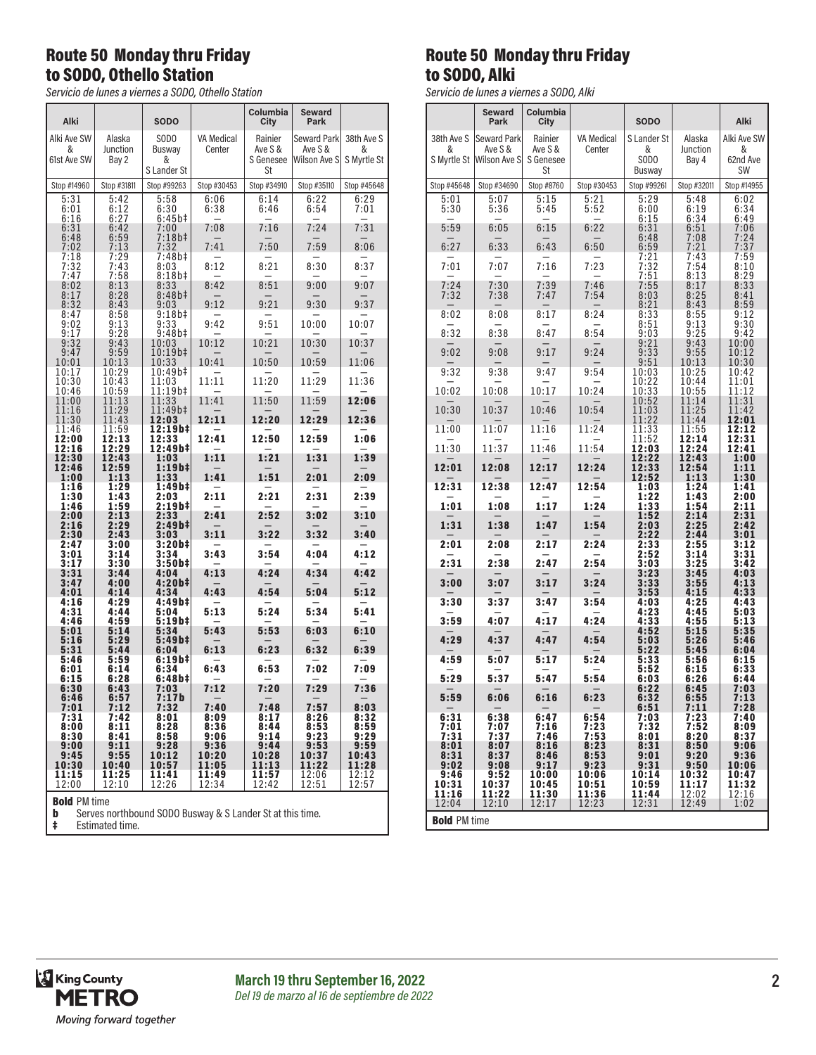## Route 50 Monday thru Friday to SODO, Othello Station

*Servicio de lunes a viernes a SODO, Othello Station*

| Alki | | SODO | | Columbia City | Seward Park | |
|---|---|---|---|---|---|---|
| Alki Ave SW & 61st Ave SW | Alaska Junction Bay 2 | SODO Busway & S Lander St | VA Medical Center | Rainier Ave S & S Genesee St | Seward Park Ave S & Wilson Ave S | 38th Ave S & S Myrtle St |
| Stop #14960 | Stop #31811 | Stop #99263 | Stop #30453 | Stop #34910 | Stop #35110 | Stop #45648 |
| 5:31 | 5:42 | 5:58 | 6:06 | 6:14 | 6:22 | 6:29 |
| 6:01 | 6:12 | 6:30 | 6:38 | 6:46 | 6:54 | 7:01 |
| 6:16 | 6:27 | 6:45b‡ | — | — | — | — |
| 6:31 | 6:42 | 7:00 | 7:08 | 7:16 | 7:24 | 7:31 |
| 6:48 | 6:59 | 7:18b‡ | — | — | — | — |
| 7:02 | 7:13 | 7:32 | 7:41 | 7:50 | 7:59 | 8:06 |
| 7:18 | 7:29 | 7:48b‡ | — | — | — | — |
| 7:32 | 7:43 | 8:03 | 8:12 | 8:21 | 8:30 | 8:37 |
| 7:47 | 7:58 | 8:18b‡ | — | — | — | — |
| 8:02 | 8:13 | 8:33 | 8:42 | 8:51 | 9:00 | 9:07 |
| 8:17 | 8:28 | 8:48b‡ | — | — | — | — |
| 8:32 | 8:43 | 9:03 | 9:12 | 9:21 | 9:30 | 9:37 |
| 8:47 | 8:58 | 9:18b‡ | — | — | — | — |
| 9:02 | 9:13 | 9:33 | 9:42 | 9:51 | 10:00 | 10:07 |
| 9:17 | 9:28 | 9:48b‡ | — | — | — | — |
| 9:32 | 9:43 | 10:03 | 10:12 | 10:21 | 10:30 | 10:37 |
| 9:47 | 9:59 | 10:19b‡ | — | — | — | — |
| 10:01 | 10:13 | 10:33 | 10:41 | 10:50 | 10:59 | 11:06 |
| 10:17 | 10:29 | 10:49b‡ | — | — | — | — |
| 10:30 | 10:43 | 11:03 | 11:11 | 11:20 | 11:29 | 11:36 |
| 10:46 | 10:59 | 11:19b‡ | — | — | — | — |
| 11:00 | 11:13 | 11:33 | 11:41 | 11:50 | 11:59 | **12:06** |
| 11:16 | 11:29 | 11:49b‡ | — | — | — | — |
| 11:30 | 11:43 | **12:03** | **12:11** | **12:20** | **12:29** | **12:36** |
| 11:46 | 11:59 | **12:19b‡** | — | — | — | — |
| **12:00** | **12:13** | **12:33** | **12:41** | **12:50** | **12:59** | **1:06** |
| **12:16** | **12:29** | **12:49b‡** | — | — | — | — |
| **12:30** | **12:43** | **1:03** | **1:11** | **1:21** | **1:31** | **1:39** |
| **12:46** | **12:59** | **1:19b‡** | — | — | — | — |
| **1:00** | **1:13** | **1:33** | **1:41** | **1:51** | **2:01** | **2:09** |
| **1:16** | **1:29** | **1:49b‡** | — | — | — | — |
| **1:30** | **1:43** | **2:03** | **2:11** | **2:21** | **2:31** | **2:39** |
| **1:46** | **1:59** | **2:19b‡** | — | — | — | — |
| **2:00** | **2:13** | **2:33** | **2:41** | **2:52** | **3:02** | **3:10** |
| **2:16** | **2:29** | **2:49b‡** | — | — | — | — |
| **2:30** | **2:43** | **3:03** | **3:11** | **3:22** | **3:32** | **3:40** |
| **2:47** | **3:00** | **3:20b‡** | — | — | — | — |
| **3:01** | **3:14** | **3:34** | **3:43** | **3:54** | **4:04** | **4:12** |
| **3:17** | **3:30** | **3:50b‡** | — | — | — | — |
| **3:31** | **3:44** | **4:04** | **4:13** | **4:24** | **4:34** | **4:42** |
| **3:47** | **4:00** | **4:20b‡** | — | — | — | — |
| **4:01** | **4:14** | **4:34** | **4:43** | **4:54** | **5:04** | **5:12** |
| **4:16** | **4:29** | **4:49b‡** | — | — | — | — |
| **4:31** | **4:44** | **5:04** | **5:13** | **5:24** | **5:34** | **5:41** |
| **4:46** | **4:59** | **5:19b‡** | — | — | — | — |
| **5:01** | **5:14** | **5:34** | **5:43** | **5:53** | **6:03** | **6:10** |
| **5:16** | **5:29** | **5:49b‡** | — | — | — | — |
| **5:31** | **5:44** | **6:04** | **6:13** | **6:23** | **6:32** | **6:39** |
| **5:46** | **5:59** | **6:19b‡** | — | — | — | — |
| **6:01** | **6:14** | **6:34** | **6:43** | **6:53** | **7:02** | **7:09** |
| **6:15** | **6:28** | **6:48b‡** | — | — | — | — |
| **6:30** | **6:43** | **7:03** | **7:12** | **7:20** | **7:29** | **7:36** |
| **6:46** | **6:57** | **7:17b** | — | — | — | — |
| **7:01** | **7:12** | **7:32** | **7:40** | **7:48** | **7:57** | **8:03** |
| **7:31** | **7:42** | **8:01** | **8:09** | **8:17** | **8:26** | **8:32** |
| **8:00** | **8:11** | **8:28** | **8:36** | **8:44** | **8:53** | **8:59** |
| **8:30** | **8:41** | **8:58** | **9:06** | **9:14** | **9:23** | **9:29** |
| **9:00** | **9:11** | **9:28** | **9:36** | **9:44** | **9:53** | **9:59** |
| **9:45** | **9:55** | **10:12** | **10:20** | **10:28** | **10:37** | **10:43** |
| **10:30** | **10:40** | **10:57** | **11:05** | **11:13** | **11:22** | **11:28** |
| **11:15** | **11:25** | **11:41** | **11:49** | **11:57** | 12:06 | 12:12 |
| 12:00 | 12:10 | 12:26 | 12:34 | 12:42 | 12:51 | 12:57 |

**Bold** PM time
**b** Serves northbound SODO Busway & S Lander St at this time.
**‡** Estimated time.

## Route 50 Monday thru Friday to SODO, Alki

*Servicio de lunes a viernes a SODO, Alki*

| | Seward Park | Columbia City | | SODO | | Alki |
|---|---|---|---|---|---|---|
| 38th Ave S & S Myrtle St | Seward Park Ave S & Wilson Ave S | Rainier Ave S & S Genesee St | VA Medical Center | S Lander St & SODO Busway | Alaska Junction Bay 4 | Alki Ave SW & 62nd Ave SW |
| Stop #45648 | Stop #34690 | Stop #8760 | Stop #30453 | Stop #99261 | Stop #32011 | Stop #14955 |
| 5:01 | 5:07 | 5:15 | 5:21 | 5:29 | 5:48 | 6:02 |
| 5:30 | 5:36 | 5:45 | 5:52 | 6:00 | 6:19 | 6:34 |
| — | — | — | — | 6:15 | 6:34 | 6:49 |
| 5:59 | 6:05 | 6:15 | 6:22 | 6:31 | 6:51 | 7:06 |
| — | — | — | — | 6:48 | 7:08 | 7:24 |
| 6:27 | 6:33 | 6:43 | 6:50 | 6:59 | 7:21 | 7:37 |
| — | — | — | — | 7:21 | 7:43 | 7:59 |
| 7:01 | 7:07 | 7:16 | 7:23 | 7:32 | 7:54 | 8:10 |
| — | — | — | — | 7:51 | 8:13 | 8:29 |
| 7:24 | 7:30 | 7:39 | 7:46 | 7:55 | 8:17 | 8:33 |
| 7:32 | 7:38 | 7:47 | 7:54 | 8:03 | 8:25 | 8:41 |
| — | — | — | — | 8:21 | 8:43 | 8:59 |
| 8:02 | 8:08 | 8:17 | 8:24 | 8:33 | 8:55 | 9:12 |
| — | — | — | — | 8:51 | 9:13 | 9:30 |
| 8:32 | 8:38 | 8:47 | 8:54 | 9:03 | 9:25 | 9:42 |
| — | — | — | — | 9:21 | 9:43 | 10:00 |
| 9:02 | 9:08 | 9:17 | 9:24 | 9:33 | 9:55 | 10:12 |
| — | — | — | — | 9:51 | 10:13 | 10:30 |
| 9:32 | 9:38 | 9:47 | 9:54 | 10:03 | 10:25 | 10:42 |
| — | — | — | — | 10:22 | 10:44 | 11:01 |
| 10:02 | 10:08 | 10:17 | 10:24 | 10:33 | 10:55 | 11:12 |
| — | — | — | — | 10:52 | 11:14 | 11:31 |
| 10:30 | 10:37 | 10:46 | 10:54 | 11:03 | 11:25 | 11:42 |
| — | — | — | — | 11:22 | 11:44 | **12:01** |
| 11:00 | 11:07 | 11:16 | 11:24 | 11:33 | 11:55 | **12:12** |
| — | — | — | — | 11:52 | **12:14** | **12:31** |
| 11:30 | 11:37 | 11:46 | 11:54 | **12:03** | **12:24** | **12:41** |
| — | — | — | — | **12:22** | **12:43** | **1:00** |
| **12:01** | **12:08** | **12:17** | **12:24** | **12:33** | **12:54** | **1:11** |
| — | — | — | — | **12:52** | **1:13** | **1:30** |
| **12:31** | **12:38** | **12:47** | **12:54** | **1:03** | **1:24** | **1:41** |
| — | — | — | — | **1:22** | **1:43** | **2:00** |
| **1:01** | **1:08** | **1:17** | **1:24** | **1:33** | **1:54** | **2:11** |
| — | — | — | — | **1:52** | **2:14** | **2:31** |
| **1:31** | **1:38** | **1:47** | **1:54** | **2:03** | **2:25** | **2:42** |
| — | — | — | — | **2:22** | **2:44** | **3:01** |
| **2:01** | **2:08** | **2:17** | **2:24** | **2:33** | **2:55** | **3:12** |
| — | — | — | — | **2:52** | **3:14** | **3:31** |
| **2:31** | **2:38** | **2:47** | **2:54** | **3:03** | **3:25** | **3:42** |
| — | — | — | — | **3:23** | **3:45** | **4:03** |
| **3:00** | **3:07** | **3:17** | **3:24** | **3:33** | **3:55** | **4:13** |
| — | — | — | — | **3:53** | **4:15** | **4:33** |
| **3:30** | **3:37** | **3:47** | **3:54** | **4:03** | **4:25** | **4:43** |
| — | — | — | — | **4:23** | **4:45** | **5:03** |
| **3:59** | **4:07** | **4:17** | **4:24** | **4:33** | **4:55** | **5:13** |
| — | — | — | — | **4:52** | **5:15** | **5:35** |
| **4:29** | **4:37** | **4:47** | **4:54** | **5:03** | **5:26** | **5:46** |
| — | — | — | — | **5:22** | **5:45** | **6:04** |
| **4:59** | **5:07** | **5:17** | **5:24** | **5:33** | **5:56** | **6:15** |
| — | — | — | — | **5:52** | **6:15** | **6:33** |
| **5:29** | **5:37** | **5:47** | **5:54** | **6:03** | **6:26** | **6:44** |
| — | — | — | — | **6:22** | **6:45** | **7:03** |
| **5:59** | **6:06** | **6:16** | **6:23** | **6:32** | **6:55** | **7:13** |
| — | — | — | — | **6:51** | **7:11** | **7:28** |
| **6:31** | **6:38** | **6:47** | **6:54** | **7:03** | **7:23** | **7:40** |
| **7:01** | **7:07** | **7:16** | **7:23** | **7:32** | **7:52** | **8:09** |
| **7:31** | **7:37** | **7:46** | **7:53** | **8:01** | **8:20** | **8:37** |
| **8:01** | **8:07** | **8:16** | **8:23** | **8:31** | **8:50** | **9:06** |
| **8:31** | **8:37** | **8:46** | **8:53** | **9:01** | **9:20** | **9:36** |
| **9:02** | **9:08** | **9:17** | **9:23** | **9:31** | **9:50** | **10:06** |
| **9:46** | **9:52** | **10:00** | **10:06** | **10:14** | **10:32** | **10:47** |
| **10:31** | **10:37** | **10:45** | **10:51** | **10:59** | **11:17** | **11:32** |
| **11:16** | **11:22** | **11:30** | **11:36** | **11:44** | 12:02 | 12:16 |
| 12:04 | 12:10 | 12:17 | 12:23 | 12:31 | 12:49 | 1:02 |

**Bold** PM time

**March 19 thru September 16, 2022**
*Del 19 de marzo al 16 de septiembre de 2022*

King County METRO
*Moving forward together*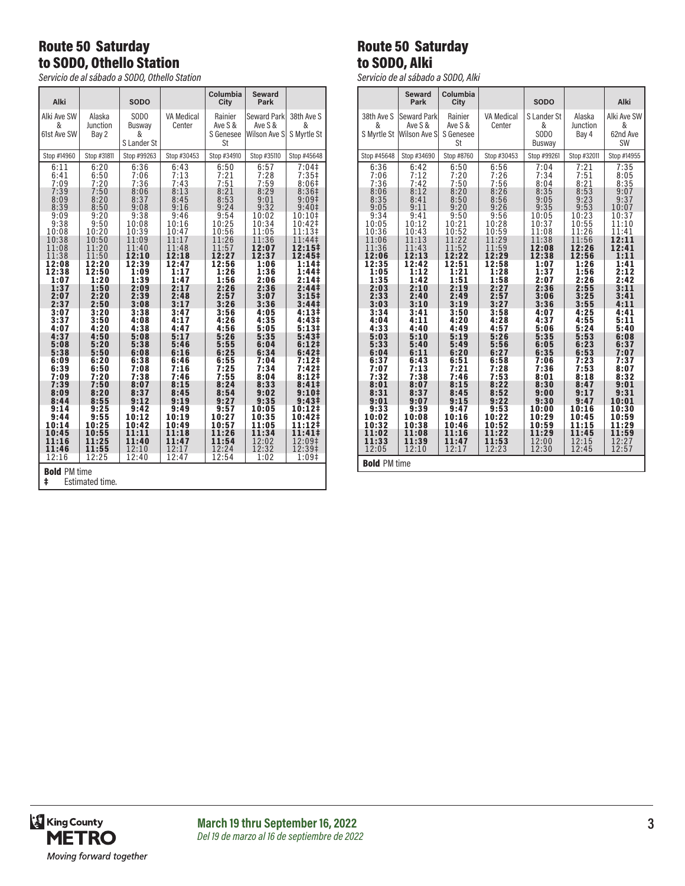## Route 50 Saturday to SODO, Othello Station

*Servicio de al sábado a SODO, Othello Station*

| Alki | | SODO | | Columbia City | Seward Park | |
|---|---|---|---|---|---|---|
| Alki Ave SW & 61st Ave SW | Alaska Junction Bay 2 | SODO Busway & S Lander St | VA Medical Center | Rainier Ave S & S Genesee St | Seward Park Ave S & Wilson Ave S | 38th Ave S & S Myrtle St |
| Stop #14960 | Stop #31811 | Stop #99263 | Stop #30453 | Stop #34910 | Stop #35110 | Stop #45648 |
| 6:11 | 6:20 | 6:36 | 6:43 | 6:50 | 6:57 | 7:04‡ |
| 6:41 | 6:50 | 7:06 | 7:13 | 7:21 | 7:28 | 7:35‡ |
| 7:09 | 7:20 | 7:36 | 7:43 | 7:51 | 7:59 | 8:06‡ |
| 7:39 | 7:50 | 8:06 | 8:13 | 8:21 | 8:29 | 8:36‡ |
| 8:09 | 8:20 | 8:37 | 8:45 | 8:53 | 9:01 | 9:09‡ |
| 8:39 | 8:50 | 9:08 | 9:16 | 9:24 | 9:32 | 9:40‡ |
| 9:09 | 9:20 | 9:38 | 9:46 | 9:54 | 10:02 | 10:10‡ |
| 9:38 | 9:50 | 10:08 | 10:16 | 10:25 | 10:34 | 10:42‡ |
| 10:08 | 10:20 | 10:39 | 10:47 | 10:56 | 11:05 | 11:13‡ |
| 10:38 | 10:50 | 11:09 | 11:17 | 11:26 | 11:36 | 11:44‡ |
| 11:08 | 11:20 | 11:40 | 11:48 | 11:57 | **12:07** | **12:15‡** |
| 11:38 | 11:50 | **12:10** | **12:18** | **12:27** | **12:37** | **12:45‡** |
| **12:08** | **12:20** | **12:39** | **12:47** | **12:56** | **1:06** | **1:14‡** |
| **12:38** | **12:50** | **1:09** | **1:17** | **1:26** | **1:36** | **1:44‡** |
| **1:07** | **1:20** | **1:39** | **1:47** | **1:56** | **2:06** | **2:14‡** |
| **1:37** | **1:50** | **2:09** | **2:17** | **2:26** | **2:36** | **2:44‡** |
| **2:07** | **2:20** | **2:39** | **2:48** | **2:57** | **3:07** | **3:15‡** |
| **2:37** | **2:50** | **3:08** | **3:17** | **3:26** | **3:36** | **3:44‡** |
| **3:07** | **3:20** | **3:38** | **3:47** | **3:56** | **4:05** | **4:13‡** |
| **3:37** | **3:50** | **4:08** | **4:17** | **4:26** | **4:35** | **4:43‡** |
| **4:07** | **4:20** | **4:38** | **4:47** | **4:56** | **5:05** | **5:13‡** |
| **4:37** | **4:50** | **5:08** | **5:17** | **5:26** | **5:35** | **5:43‡** |
| **5:08** | **5:20** | **5:38** | **5:46** | **5:55** | **6:04** | **6:12‡** |
| **5:38** | **5:50** | **6:08** | **6:16** | **6:25** | **6:34** | **6:42‡** |
| **6:09** | **6:20** | **6:38** | **6:46** | **6:55** | **7:04** | **7:12‡** |
| **6:39** | **6:50** | **7:08** | **7:16** | **7:25** | **7:34** | **7:42‡** |
| **7:09** | **7:20** | **7:38** | **7:46** | **7:55** | **8:04** | **8:12‡** |
| **7:39** | **7:50** | **8:07** | **8:15** | **8:24** | **8:33** | **8:41‡** |
| **8:09** | **8:20** | **8:37** | **8:45** | **8:54** | **9:02** | **9:10‡** |
| **8:44** | **8:55** | **9:12** | **9:19** | **9:27** | **9:35** | **9:43‡** |
| **9:14** | **9:25** | **9:42** | **9:49** | **9:57** | **10:05** | **10:12‡** |
| **9:44** | **9:55** | **10:12** | **10:19** | **10:27** | **10:35** | **10:42‡** |
| **10:14** | **10:25** | **10:42** | **10:49** | **10:57** | **11:05** | **11:12‡** |
| **10:45** | **10:55** | **11:11** | **11:18** | **11:26** | **11:34** | **11:41‡** |
| **11:16** | **11:25** | **11:40** | **11:47** | **11:54** | 12:02 | 12:09‡ |
| **11:46** | **11:55** | 12:10 | 12:17 | 12:24 | 12:32 | 12:39‡ |
| 12:16 | 12:25 | 12:40 | 12:47 | 12:54 | 1:02 | 1:09‡ |

**Bold** PM time
‡ Estimated time.

## Route 50 Saturday to SODO, Alki

*Servicio de al sábado a SODO, Alki*

| | Seward Park | Columbia City | | SODO | | Alki |
|---|---|---|---|---|---|---|
| 38th Ave S & S Myrtle St | Seward Park Ave S & Wilson Ave S | Rainier Ave S & S Genesee St | VA Medical Center | S Lander St & SODO Busway | Alaska Junction Bay 4 | Alki Ave SW & 62nd Ave SW |
| Stop #45648 | Stop #34690 | Stop #8760 | Stop #30453 | Stop #99261 | Stop #32011 | Stop #14955 |
| 6:36 | 6:42 | 6:50 | 6:56 | 7:04 | 7:21 | 7:35 |
| 7:06 | 7:12 | 7:20 | 7:26 | 7:34 | 7:51 | 8:05 |
| 7:36 | 7:42 | 7:50 | 7:56 | 8:04 | 8:21 | 8:35 |
| 8:06 | 8:12 | 8:20 | 8:26 | 8:35 | 8:53 | 9:07 |
| 8:35 | 8:41 | 8:50 | 8:56 | 9:05 | 9:23 | 9:37 |
| 9:05 | 9:11 | 9:20 | 9:26 | 9:35 | 9:53 | 10:07 |
| 9:34 | 9:41 | 9:50 | 9:56 | 10:05 | 10:23 | 10:37 |
| 10:05 | 10:12 | 10:21 | 10:28 | 10:37 | 10:55 | 11:10 |
| 10:36 | 10:43 | 10:52 | 10:59 | 11:08 | 11:26 | 11:41 |
| 11:06 | 11:13 | 11:22 | 11:29 | 11:38 | 11:56 | **12:11** |
| 11:36 | 11:43 | 11:52 | 11:59 | **12:08** | **12:26** | **12:41** |
| **12:06** | **12:13** | **12:22** | **12:29** | **12:38** | **12:56** | **1:11** |
| **12:35** | **12:42** | **12:51** | **12:58** | **1:07** | **1:26** | **1:41** |
| **1:05** | **1:12** | **1:21** | **1:28** | **1:37** | **1:56** | **2:12** |
| **1:35** | **1:42** | **1:51** | **1:58** | **2:07** | **2:26** | **2:42** |
| **2:03** | **2:10** | **2:19** | **2:27** | **2:36** | **2:55** | **3:11** |
| **2:33** | **2:40** | **2:49** | **2:57** | **3:06** | **3:25** | **3:41** |
| **3:03** | **3:10** | **3:19** | **3:27** | **3:36** | **3:55** | **4:11** |
| **3:34** | **3:41** | **3:50** | **3:58** | **4:07** | **4:25** | **4:41** |
| **4:04** | **4:11** | **4:20** | **4:28** | **4:37** | **4:55** | **5:11** |
| **4:33** | **4:40** | **4:49** | **4:57** | **5:06** | **5:24** | **5:40** |
| **5:03** | **5:10** | **5:19** | **5:26** | **5:35** | **5:53** | **6:08** |
| **5:33** | **5:40** | **5:49** | **5:56** | **6:05** | **6:23** | **6:37** |
| **6:04** | **6:11** | **6:20** | **6:27** | **6:35** | **6:53** | **7:07** |
| **6:37** | **6:43** | **6:51** | **6:58** | **7:06** | **7:23** | **7:37** |
| **7:07** | **7:13** | **7:21** | **7:28** | **7:36** | **7:53** | **8:07** |
| **7:32** | **7:38** | **7:46** | **7:53** | **8:01** | **8:18** | **8:32** |
| **8:01** | **8:07** | **8:15** | **8:22** | **8:30** | **8:47** | **9:01** |
| **8:31** | **8:37** | **8:45** | **8:52** | **9:00** | **9:17** | **9:31** |
| **9:01** | **9:07** | **9:15** | **9:22** | **9:30** | **9:47** | **10:01** |
| **9:33** | **9:39** | **9:47** | **9:53** | **10:00** | **10:16** | **10:30** |
| **10:02** | **10:08** | **10:16** | **10:22** | **10:29** | **10:45** | **10:59** |
| **10:32** | **10:38** | **10:46** | **10:52** | **10:59** | **11:15** | **11:29** |
| **11:02** | **11:08** | **11:16** | **11:22** | **11:29** | **11:45** | **11:59** |
| **11:33** | **11:39** | **11:47** | **11:53** | 12:00 | 12:15 | 12:27 |
| 12:05 | 12:10 | 12:17 | 12:23 | 12:30 | 12:45 | 12:57 |

**Bold** PM time

King County METRO *Moving forward together*

**March 19 thru September 16, 2022**
*Del 19 de marzo al 16 de septiembre de 2022*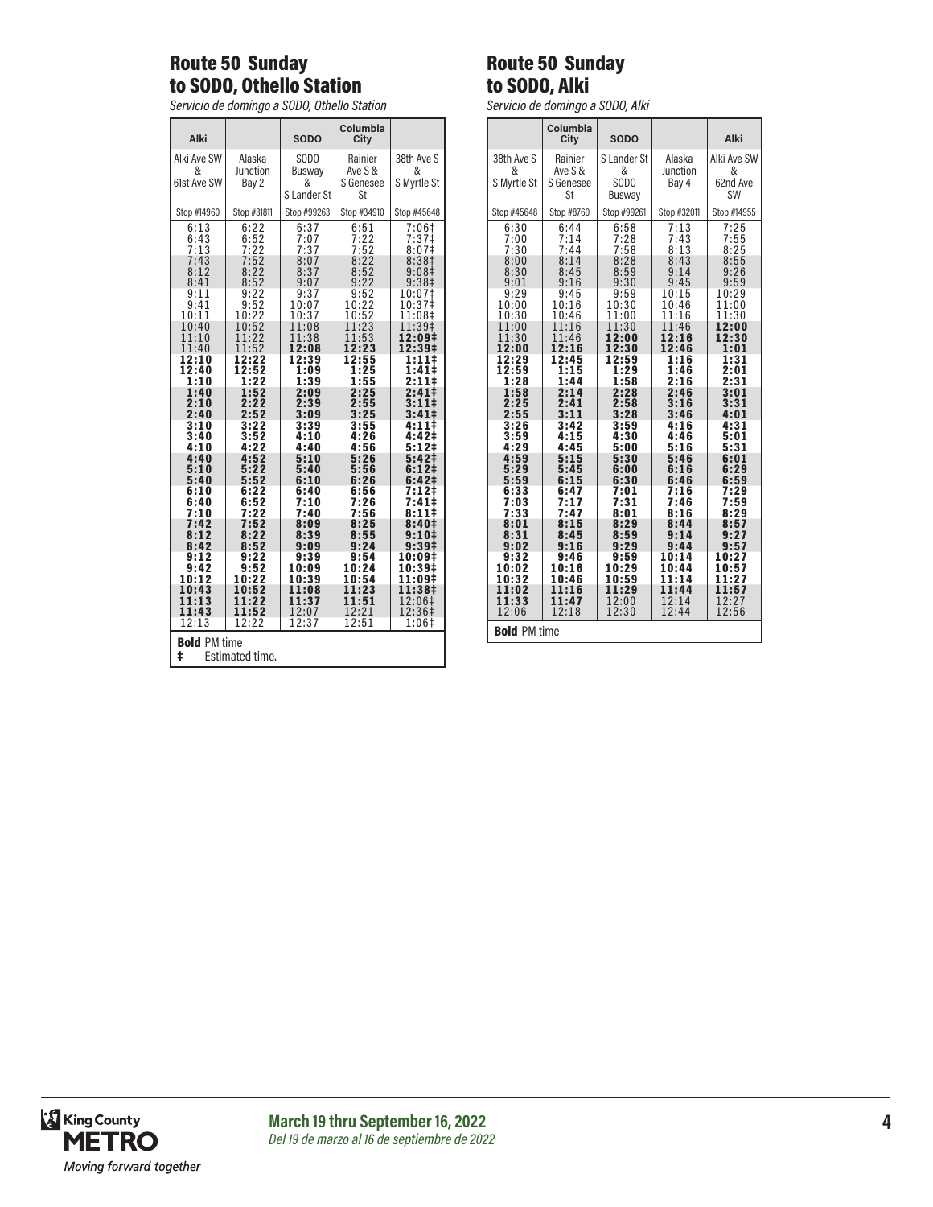## Route 50 Sunday to SODO, Othello Station

*Servicio de domingo a SODO, Othello Station*

| Alki | | SODO | Columbia City | |
|---|---|---|---|---|
| Alki Ave SW & 61st Ave SW | Alaska Junction Bay 2 | SODO Busway & S Lander St | Rainier Ave S & S Genesee St | 38th Ave S & S Myrtle St |
| Stop #14960 | Stop #31811 | Stop #99263 | Stop #34910 | Stop #45648 |
| 6:13 | 6:22 | 6:37 | 6:51 | 7:06‡ |
| 6:43 | 6:52 | 7:07 | 7:22 | 7:37‡ |
| 7:13 | 7:22 | 7:37 | 7:52 | 8:07‡ |
| 7:43 | 7:52 | 8:07 | 8:22 | 8:38‡ |
| 8:12 | 8:22 | 8:37 | 8:52 | 9:08‡ |
| 8:41 | 8:52 | 9:07 | 9:22 | 9:38‡ |
| 9:11 | 9:22 | 9:37 | 9:52 | 10:07‡ |
| 9:41 | 9:52 | 10:07 | 10:22 | 10:37‡ |
| 10:11 | 10:22 | 10:37 | 10:52 | 11:08‡ |
| 10:40 | 10:52 | 11:08 | 11:23 | 11:39‡ |
| 11:10 | 11:22 | 11:38 | 11:53 | **12:09‡** |
| 11:40 | 11:52 | **12:08** | **12:23** | **12:39‡** |
| **12:10** | **12:22** | **12:39** | **12:55** | **1:11‡** |
| **12:40** | **12:52** | **1:09** | **1:25** | **1:41‡** |
| **1:10** | **1:22** | **1:39** | **1:55** | **2:11‡** |
| **1:40** | **1:52** | **2:09** | **2:25** | **2:41‡** |
| **2:10** | **2:22** | **2:39** | **2:55** | **3:11‡** |
| **2:40** | **2:52** | **3:09** | **3:25** | **3:41‡** |
| **3:10** | **3:22** | **3:39** | **3:55** | **4:11‡** |
| **3:40** | **3:52** | **4:10** | **4:26** | **4:42‡** |
| **4:10** | **4:22** | **4:40** | **4:56** | **5:12‡** |
| **4:40** | **4:52** | **5:10** | **5:26** | **5:42‡** |
| **5:10** | **5:22** | **5:40** | **5:56** | **6:12‡** |
| **5:40** | **5:52** | **6:10** | **6:26** | **6:42‡** |
| **6:10** | **6:22** | **6:40** | **6:56** | **7:12‡** |
| **6:40** | **6:52** | **7:10** | **7:26** | **7:41‡** |
| **7:10** | **7:22** | **7:40** | **7:56** | **8:11‡** |
| **7:42** | **7:52** | **8:09** | **8:25** | **8:40‡** |
| **8:12** | **8:22** | **8:39** | **8:55** | **9:10‡** |
| **8:42** | **8:52** | **9:09** | **9:24** | **9:39‡** |
| **9:12** | **9:22** | **9:39** | **9:54** | **10:09‡** |
| **9:42** | **9:52** | **10:09** | **10:24** | **10:39‡** |
| **10:12** | **10:22** | **10:39** | **10:54** | **11:09‡** |
| **10:43** | **10:52** | **11:08** | **11:23** | **11:38‡** |
| **11:13** | **11:22** | **11:37** | **11:51** | 12:06‡ |
| **11:43** | **11:52** | 12:07 | 12:21 | 12:36‡ |
| 12:13 | 12:22 | 12:37 | 12:51 | 1:06‡ |

**Bold** PM time
‡ Estimated time.

## Route 50 Sunday to SODO, Alki

*Servicio de domingo a SODO, Alki*

| | Columbia City | SODO | | Alki |
|---|---|---|---|---|
| 38th Ave S & S Myrtle St | Rainier Ave S & S Genesee St | S Lander St & SODO Busway | Alaska Junction Bay 4 | Alki Ave SW & 62nd Ave SW |
| Stop #45648 | Stop #8760 | Stop #99261 | Stop #32011 | Stop #14955 |
| 6:30 | 6:44 | 6:58 | 7:13 | 7:25 |
| 7:00 | 7:14 | 7:28 | 7:43 | 7:55 |
| 7:30 | 7:44 | 7:58 | 8:13 | 8:25 |
| 8:00 | 8:14 | 8:28 | 8:43 | 8:55 |
| 8:30 | 8:45 | 8:59 | 9:14 | 9:26 |
| 9:01 | 9:16 | 9:30 | 9:45 | 9:59 |
| 9:29 | 9:45 | 9:59 | 10:15 | 10:29 |
| 10:00 | 10:16 | 10:30 | 10:46 | 11:00 |
| 10:30 | 10:46 | 11:00 | 11:16 | 11:30 |
| 11:00 | 11:16 | 11:30 | 11:46 | **12:00** |
| 11:30 | 11:46 | **12:00** | **12:16** | **12:30** |
| **12:00** | **12:16** | **12:30** | **12:46** | **1:01** |
| **12:29** | **12:45** | **12:59** | **1:16** | **1:31** |
| **12:59** | **1:15** | **1:29** | **1:46** | **2:01** |
| **1:28** | **1:44** | **1:58** | **2:16** | **2:31** |
| **1:58** | **2:14** | **2:28** | **2:46** | **3:01** |
| **2:25** | **2:41** | **2:58** | **3:16** | **3:31** |
| **2:55** | **3:11** | **3:28** | **3:46** | **4:01** |
| **3:26** | **3:42** | **3:59** | **4:16** | **4:31** |
| **3:59** | **4:15** | **4:30** | **4:46** | **5:01** |
| **4:29** | **4:45** | **5:00** | **5:16** | **5:31** |
| **4:59** | **5:15** | **5:30** | **5:46** | **6:01** |
| **5:29** | **5:45** | **6:00** | **6:16** | **6:29** |
| **5:59** | **6:15** | **6:30** | **6:46** | **6:59** |
| **6:33** | **6:47** | **7:01** | **7:16** | **7:29** |
| **7:03** | **7:17** | **7:31** | **7:46** | **7:59** |
| **7:33** | **7:47** | **8:01** | **8:16** | **8:29** |
| **8:01** | **8:15** | **8:29** | **8:44** | **8:57** |
| **8:31** | **8:45** | **8:59** | **9:14** | **9:27** |
| **9:02** | **9:16** | **9:29** | **9:44** | **9:57** |
| **9:32** | **9:46** | **9:59** | **10:14** | **10:27** |
| **10:02** | **10:16** | **10:29** | **10:44** | **10:57** |
| **10:32** | **10:46** | **10:59** | **11:14** | **11:27** |
| **11:02** | **11:16** | **11:29** | **11:44** | **11:57** |
| **11:33** | **11:47** | 12:00 | 12:14 | 12:27 |
| 12:06 | 12:18 | 12:30 | 12:44 | 12:56 |

**Bold** PM time

King County METRO
*Moving forward together*

**March 19 thru September 16, 2022**
*Del 19 de marzo al 16 de septiembre de 2022*